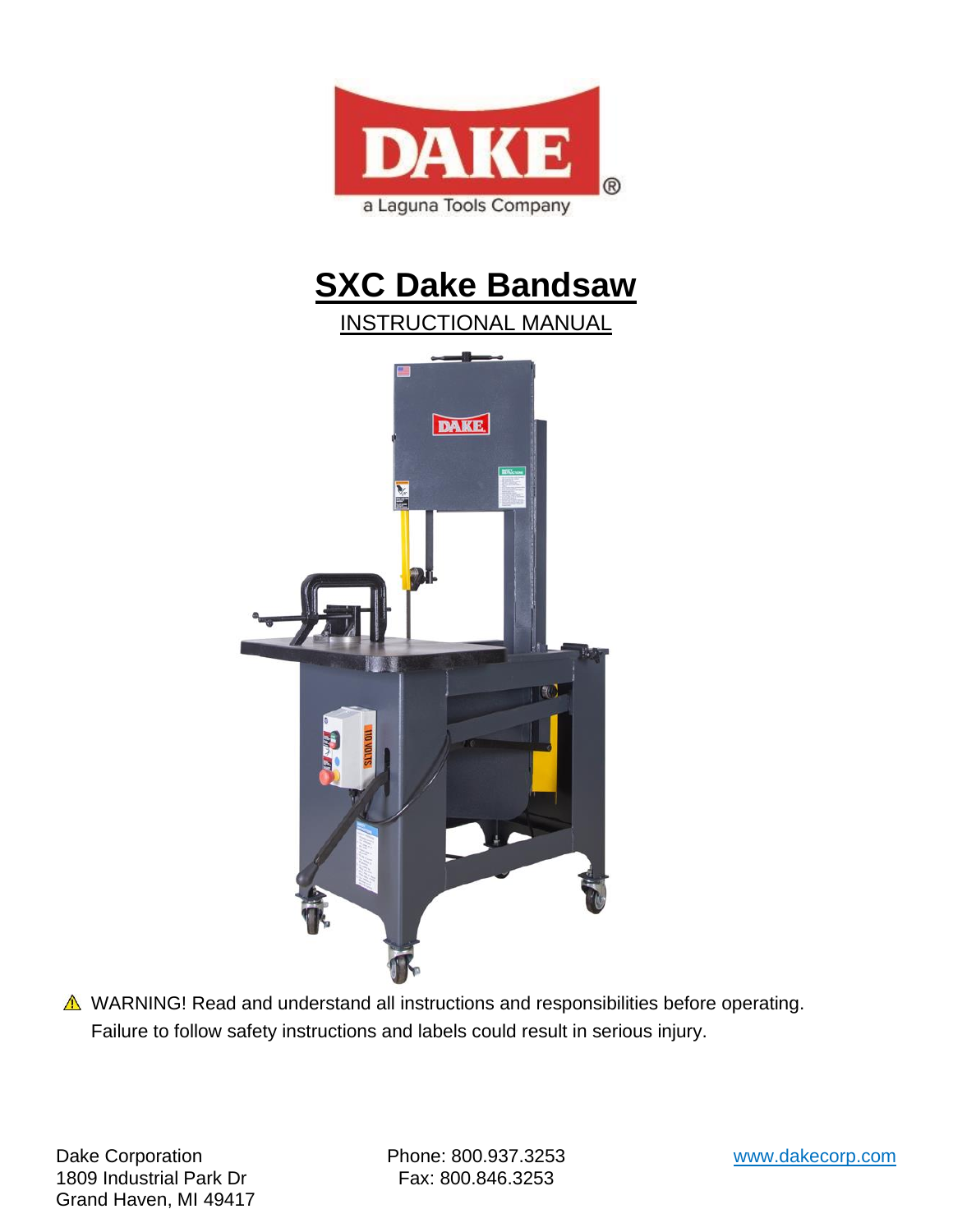# SXC Dake Bandsaw

INSTRUCTIONAL MANUAL

⚠ WARNING! Read and understand all instructions and responsibilities before operating. Failure to follow safety instructions and labels could result in serious injury.

Dake Corporation
1809 Industrial Park Dr
Grand Haven, MI 49417

Phone: 800.937.3253
Fax: 800.846.3253

www.dakecorp.com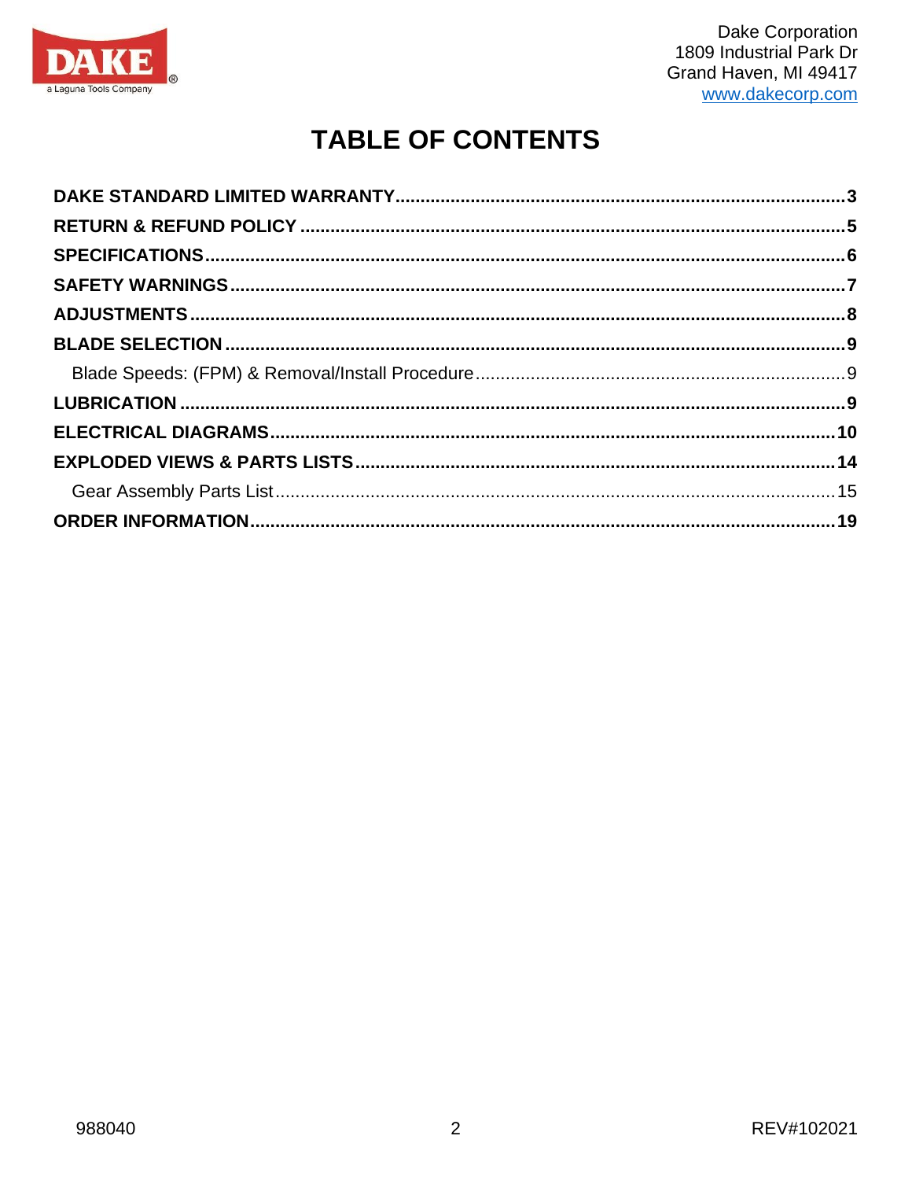Dake Corporation
1809 Industrial Park Dr
Grand Haven, MI 49417
www.dakecorp.com

# TABLE OF CONTENTS

**DAKE STANDARD LIMITED WARRANTY** .......... 3

**RETURN & REFUND POLICY** .......... 5

**SPECIFICATIONS** .......... 6

**SAFETY WARNINGS** .......... 7

**ADJUSTMENTS** .......... 8

**BLADE SELECTION** .......... 9

- Blade Speeds: (FPM) & Removal/Install Procedure .......... 9

**LUBRICATION** .......... 9

**ELECTRICAL DIAGRAMS** .......... 10

**EXPLODED VIEWS & PARTS LISTS** .......... 14

- Gear Assembly Parts List .......... 15

**ORDER INFORMATION** .......... 19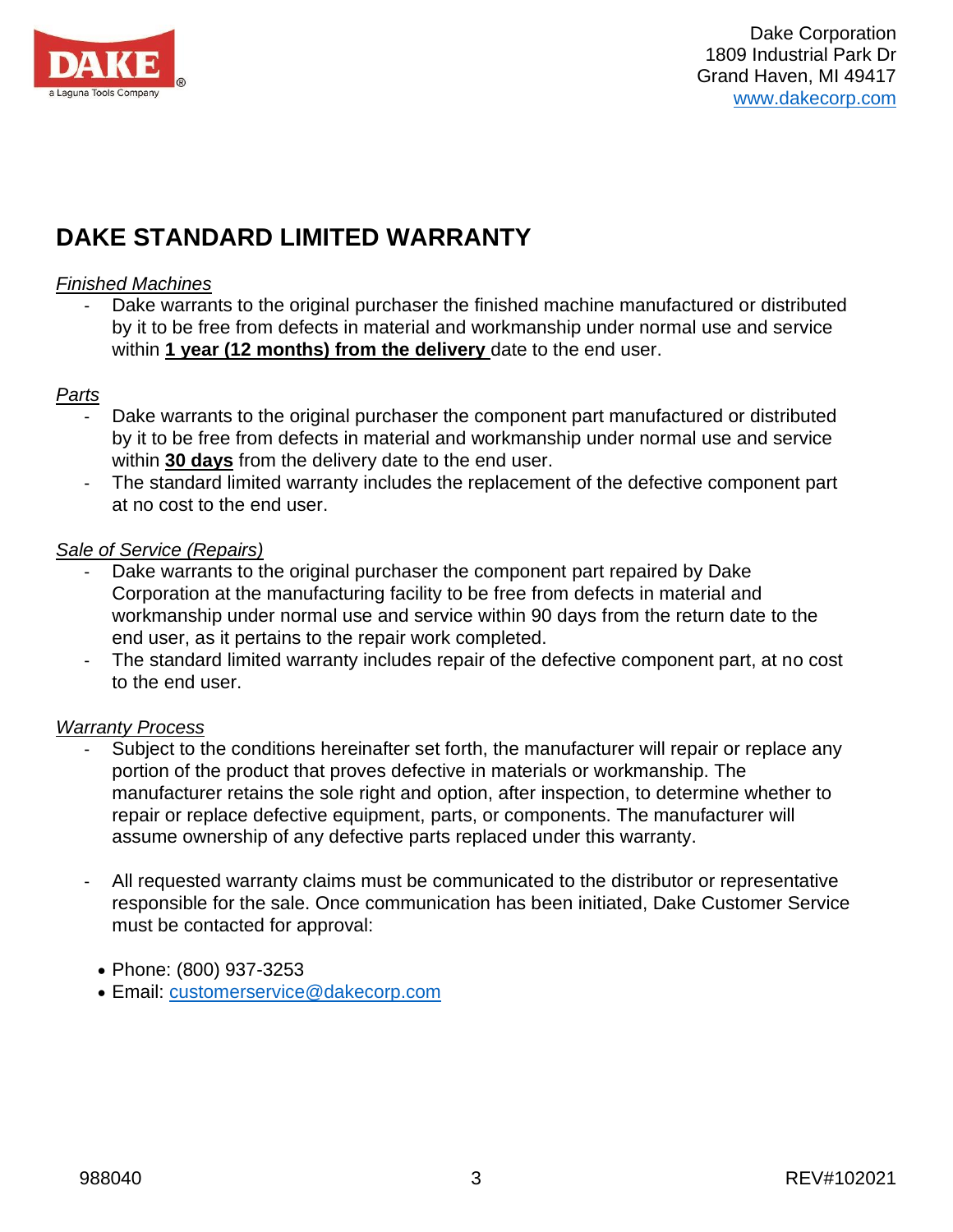Dake Corporation
1809 Industrial Park Dr
Grand Haven, MI 49417
www.dakecorp.com

# DAKE STANDARD LIMITED WARRANTY

*Finished Machines*

- Dake warrants to the original purchaser the finished machine manufactured or distributed by it to be free from defects in material and workmanship under normal use and service within **1 year (12 months) from the delivery** date to the end user.

*Parts*

- Dake warrants to the original purchaser the component part manufactured or distributed by it to be free from defects in material and workmanship under normal use and service within **30 days** from the delivery date to the end user.
- The standard limited warranty includes the replacement of the defective component part at no cost to the end user.

*Sale of Service (Repairs)*

- Dake warrants to the original purchaser the component part repaired by Dake Corporation at the manufacturing facility to be free from defects in material and workmanship under normal use and service within 90 days from the return date to the end user, as it pertains to the repair work completed.
- The standard limited warranty includes repair of the defective component part, at no cost to the end user.

*Warranty Process*

- Subject to the conditions hereinafter set forth, the manufacturer will repair or replace any portion of the product that proves defective in materials or workmanship. The manufacturer retains the sole right and option, after inspection, to determine whether to repair or replace defective equipment, parts, or components. The manufacturer will assume ownership of any defective parts replaced under this warranty.

- All requested warranty claims must be communicated to the distributor or representative responsible for the sale. Once communication has been initiated, Dake Customer Service must be contacted for approval:

  - Phone: (800) 937-3253
  - Email: customerservice@dakecorp.com

988040

REV#102021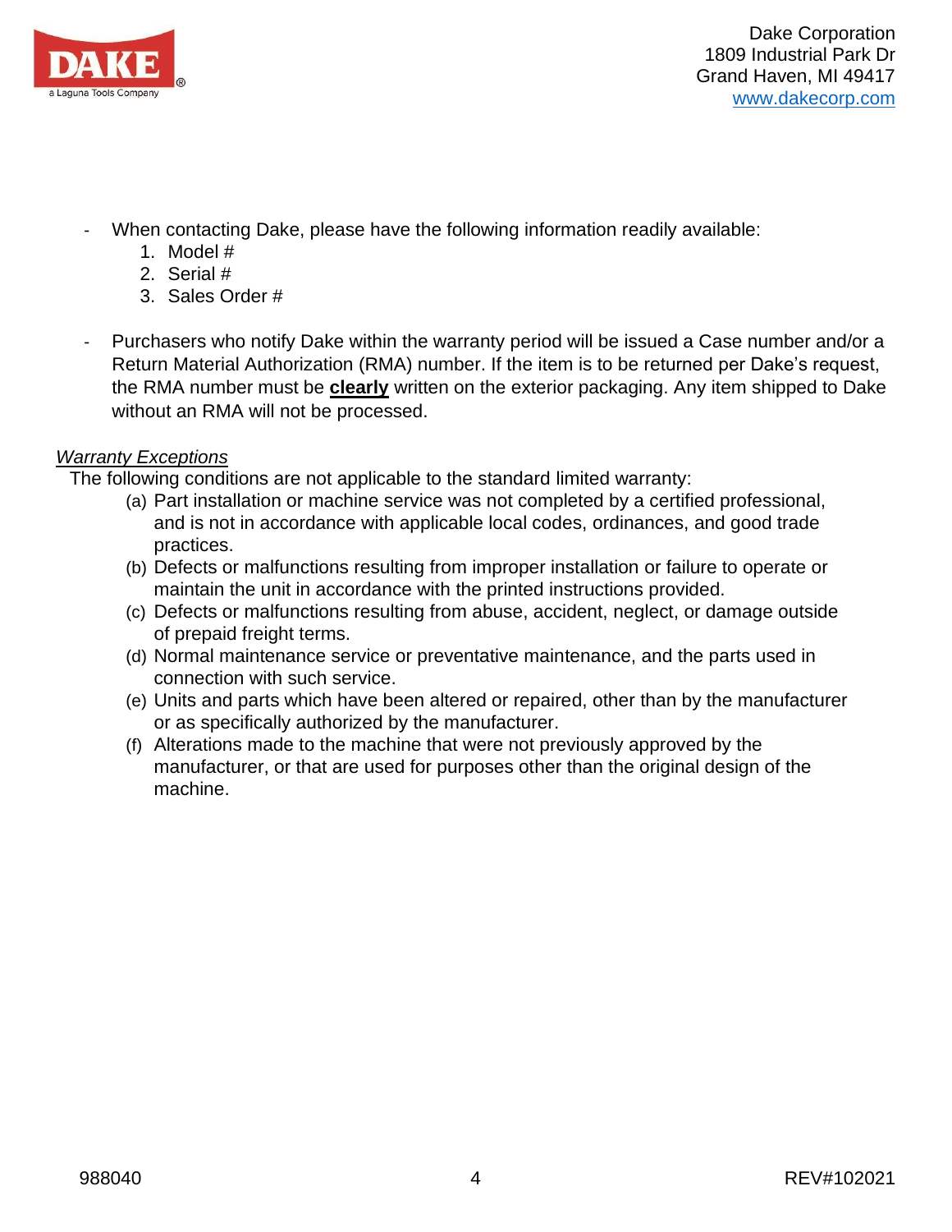- When contacting Dake, please have the following information readily available:
  1. Model #
  2. Serial #
  3. Sales Order #

- Purchasers who notify Dake within the warranty period will be issued a Case number and/or a Return Material Authorization (RMA) number. If the item is to be returned per Dake's request, the RMA number must be **clearly** written on the exterior packaging. Any item shipped to Dake without an RMA will not be processed.

*Warranty Exceptions*

The following conditions are not applicable to the standard limited warranty:

(a) Part installation or machine service was not completed by a certified professional, and is not in accordance with applicable local codes, ordinances, and good trade practices.
(b) Defects or malfunctions resulting from improper installation or failure to operate or maintain the unit in accordance with the printed instructions provided.
(c) Defects or malfunctions resulting from abuse, accident, neglect, or damage outside of prepaid freight terms.
(d) Normal maintenance service or preventative maintenance, and the parts used in connection with such service.
(e) Units and parts which have been altered or repaired, other than by the manufacturer or as specifically authorized by the manufacturer.
(f) Alterations made to the machine that were not previously approved by the manufacturer, or that are used for purposes other than the original design of the machine.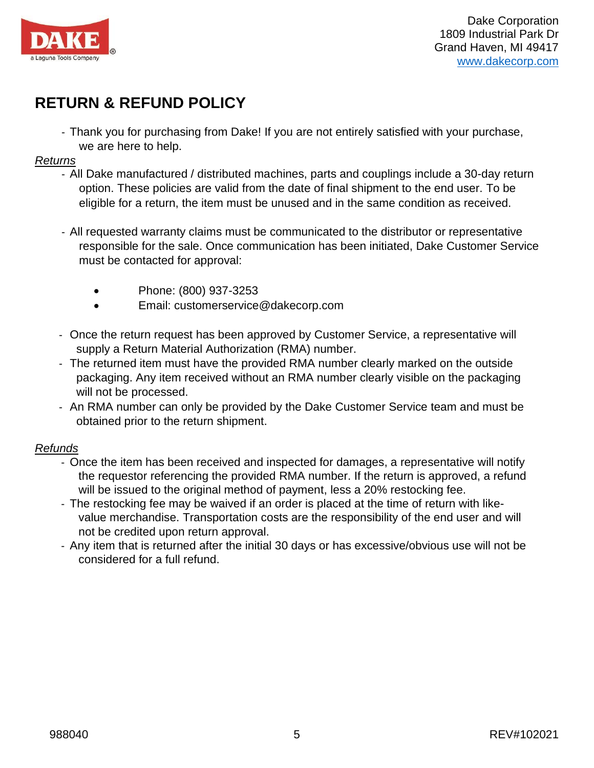Dake Corporation
1809 Industrial Park Dr
Grand Haven, MI 49417
www.dakecorp.com

## RETURN & REFUND POLICY

- Thank you for purchasing from Dake! If you are not entirely satisfied with your purchase, we are here to help.

*Returns*

- All Dake manufactured / distributed machines, parts and couplings include a 30-day return option. These policies are valid from the date of final shipment to the end user. To be eligible for a return, the item must be unused and in the same condition as received.

- All requested warranty claims must be communicated to the distributor or representative responsible for the sale. Once communication has been initiated, Dake Customer Service must be contacted for approval:

  - Phone: (800) 937-3253
  - Email: customerservice@dakecorp.com

- Once the return request has been approved by Customer Service, a representative will supply a Return Material Authorization (RMA) number.
- The returned item must have the provided RMA number clearly marked on the outside packaging. Any item received without an RMA number clearly visible on the packaging will not be processed.
- An RMA number can only be provided by the Dake Customer Service team and must be obtained prior to the return shipment.

*Refunds*

- Once the item has been received and inspected for damages, a representative will notify the requestor referencing the provided RMA number. If the return is approved, a refund will be issued to the original method of payment, less a 20% restocking fee.
- The restocking fee may be waived if an order is placed at the time of return with like-value merchandise. Transportation costs are the responsibility of the end user and will not be credited upon return approval.
- Any item that is returned after the initial 30 days or has excessive/obvious use will not be considered for a full refund.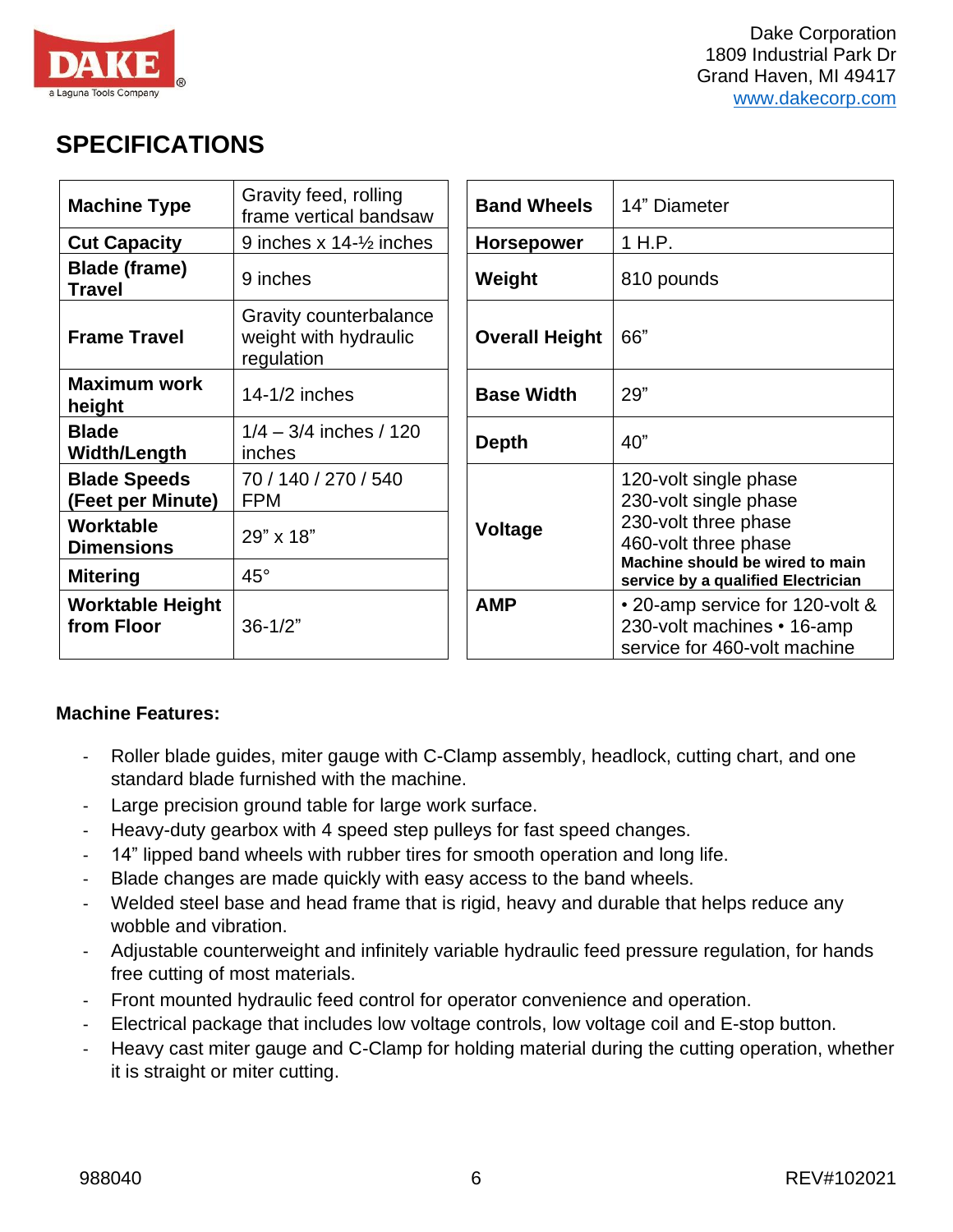Dake Corporation
1809 Industrial Park Dr
Grand Haven, MI 49417
www.dakecorp.com

## SPECIFICATIONS

| | |
|---|---|
| **Machine Type** | Gravity feed, rolling frame vertical bandsaw |
| **Cut Capacity** | 9 inches x 14-½ inches |
| **Blade (frame) Travel** | 9 inches |
| **Frame Travel** | Gravity counterbalance weight with hydraulic regulation |
| **Maximum work height** | 14-1/2 inches |
| **Blade Width/Length** | 1/4 – 3/4 inches / 120 inches |
| **Blade Speeds (Feet per Minute)** | 70 / 140 / 270 / 540 FPM |
| **Worktable Dimensions** | 29" x 18" |
| **Mitering** | 45° |
| **Worktable Height from Floor** | 36-1/2" |

| | |
|---|---|
| **Band Wheels** | 14" Diameter |
| **Horsepower** | 1 H.P. |
| **Weight** | 810 pounds |
| **Overall Height** | 66" |
| **Base Width** | 29" |
| **Depth** | 40" |
| **Voltage** | 120-volt single phase<br>230-volt single phase<br>230-volt three phase<br>460-volt three phase<br>**Machine should be wired to main service by a qualified Electrician** |
| **AMP** | • 20-amp service for 120-volt & 230-volt machines • 16-amp service for 460-volt machine |

**Machine Features:**

- Roller blade guides, miter gauge with C-Clamp assembly, headlock, cutting chart, and one standard blade furnished with the machine.
- Large precision ground table for large work surface.
- Heavy-duty gearbox with 4 speed step pulleys for fast speed changes.
- 14" lipped band wheels with rubber tires for smooth operation and long life.
- Blade changes are made quickly with easy access to the band wheels.
- Welded steel base and head frame that is rigid, heavy and durable that helps reduce any wobble and vibration.
- Adjustable counterweight and infinitely variable hydraulic feed pressure regulation, for hands free cutting of most materials.
- Front mounted hydraulic feed control for operator convenience and operation.
- Electrical package that includes low voltage controls, low voltage coil and E-stop button.
- Heavy cast miter gauge and C-Clamp for holding material during the cutting operation, whether it is straight or miter cutting.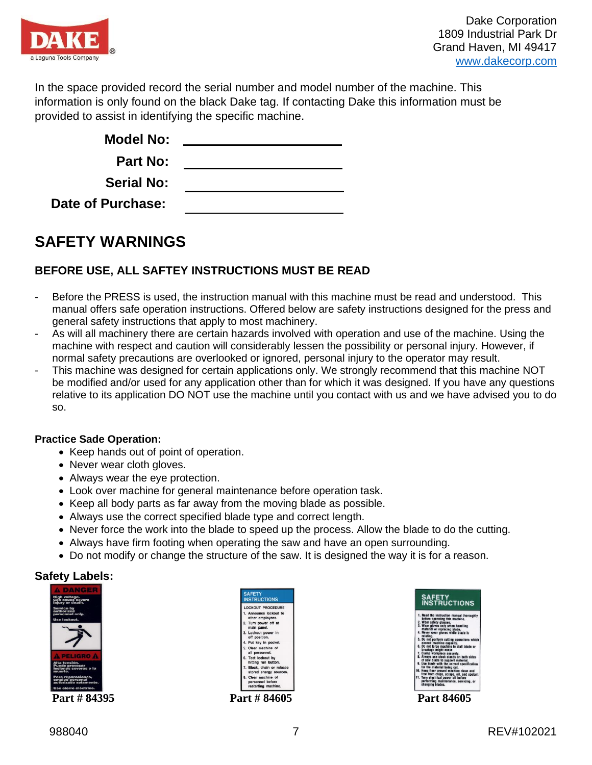Dake Corporation
1809 Industrial Park Dr
Grand Haven, MI 49417
www.dakecorp.com

In the space provided record the serial number and model number of the machine. This information is only found on the black Dake tag. If contacting Dake this information must be provided to assist in identifying the specific machine.

**Model No:** ____________________

**Part No:** ____________________

**Serial No:** ____________________

**Date of Purchase:** ____________________

# SAFETY WARNINGS

### BEFORE USE, ALL SAFTEY INSTRUCTIONS MUST BE READ

- Before the PRESS is used, the instruction manual with this machine must be read and understood. This manual offers safe operation instructions. Offered below are safety instructions designed for the press and general safety instructions that apply to most machinery.
- As will all machinery there are certain hazards involved with operation and use of the machine. Using the machine with respect and caution will considerably lessen the possibility or personal injury. However, if normal safety precautions are overlooked or ignored, personal injury to the operator may result.
- This machine was designed for certain applications only. We strongly recommend that this machine NOT be modified and/or used for any application other than for which it was designed. If you have any questions relative to its application DO NOT use the machine until you contact with us and we have advised you to do so.

**Practice Sade Operation:**

- Keep hands out of point of operation.
- Never wear cloth gloves.
- Always wear the eye protection.
- Look over machine for general maintenance before operation task.
- Keep all body parts as far away from the moving blade as possible.
- Always use the correct specified blade type and correct length.
- Never force the work into the blade to speed up the process. Allow the blade to do the cutting.
- Always have firm footing when operating the saw and have an open surrounding.
- Do not modify or change the structure of the saw. It is designed the way it is for a reason.

**Safety Labels:**

**Part # 84395**

**Part # 84605**

**Part 84605**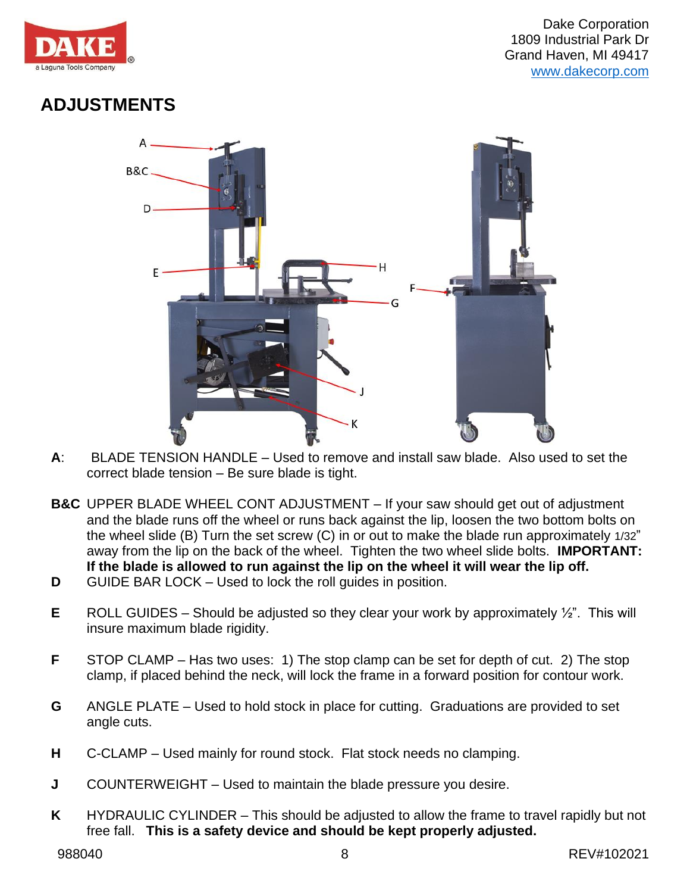## ADJUSTMENTS

**A**: BLADE TENSION HANDLE – Used to remove and install saw blade. Also used to set the correct blade tension – Be sure blade is tight.

**B&C** UPPER BLADE WHEEL CONT ADJUSTMENT – If your saw should get out of adjustment and the blade runs off the wheel or runs back against the lip, loosen the two bottom bolts on the wheel slide (B) Turn the set screw (C) in or out to make the blade run approximately 1/32" away from the lip on the back of the wheel. Tighten the two wheel slide bolts. **IMPORTANT: If the blade is allowed to run against the lip on the wheel it will wear the lip off.**

**D** GUIDE BAR LOCK – Used to lock the roll guides in position.

**E** ROLL GUIDES – Should be adjusted so they clear your work by approximately ½". This will insure maximum blade rigidity.

**F** STOP CLAMP – Has two uses: 1) The stop clamp can be set for depth of cut. 2) The stop clamp, if placed behind the neck, will lock the frame in a forward position for contour work.

**G** ANGLE PLATE – Used to hold stock in place for cutting. Graduations are provided to set angle cuts.

**H** C-CLAMP – Used mainly for round stock. Flat stock needs no clamping.

**J** COUNTERWEIGHT – Used to maintain the blade pressure you desire.

**K** HYDRAULIC CYLINDER – This should be adjusted to allow the frame to travel rapidly but not free fall. **This is a safety device and should be kept properly adjusted.**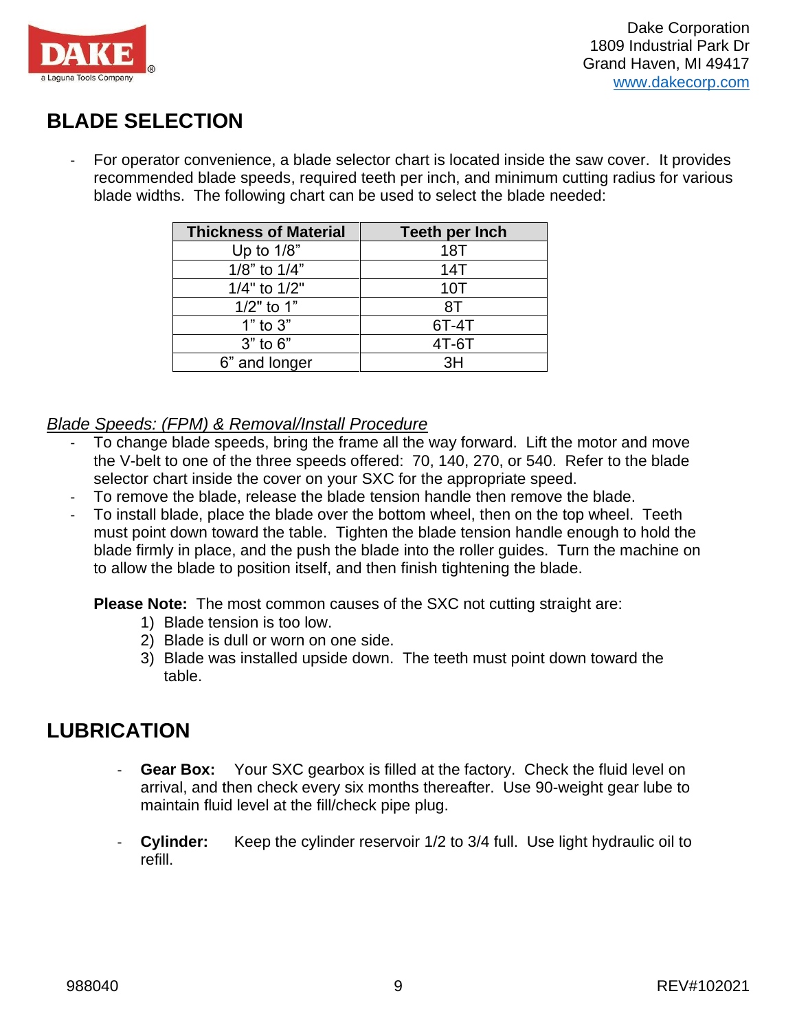## BLADE SELECTION

- For operator convenience, a blade selector chart is located inside the saw cover. It provides recommended blade speeds, required teeth per inch, and minimum cutting radius for various blade widths. The following chart can be used to select the blade needed:

| Thickness of Material | Teeth per Inch |
|---|---|
| Up to 1/8" | 18T |
| 1/8" to 1/4" | 14T |
| 1/4" to 1/2" | 10T |
| 1/2" to 1" | 8T |
| 1" to 3" | 6T-4T |
| 3" to 6" | 4T-6T |
| 6" and longer | 3H |

*Blade Speeds: (FPM) & Removal/Install Procedure*

- To change blade speeds, bring the frame all the way forward. Lift the motor and move the V-belt to one of the three speeds offered: 70, 140, 270, or 540. Refer to the blade selector chart inside the cover on your SXC for the appropriate speed.
- To remove the blade, release the blade tension handle then remove the blade.
- To install blade, place the blade over the bottom wheel, then on the top wheel. Teeth must point down toward the table. Tighten the blade tension handle enough to hold the blade firmly in place, and the push the blade into the roller guides. Turn the machine on to allow the blade to position itself, and then finish tightening the blade.

**Please Note:** The most common causes of the SXC not cutting straight are:

1) Blade tension is too low.
2) Blade is dull or worn on one side.
3) Blade was installed upside down. The teeth must point down toward the table.

## LUBRICATION

- **Gear Box:** Your SXC gearbox is filled at the factory. Check the fluid level on arrival, and then check every six months thereafter. Use 90-weight gear lube to maintain fluid level at the fill/check pipe plug.

- **Cylinder:** Keep the cylinder reservoir 1/2 to 3/4 full. Use light hydraulic oil to refill.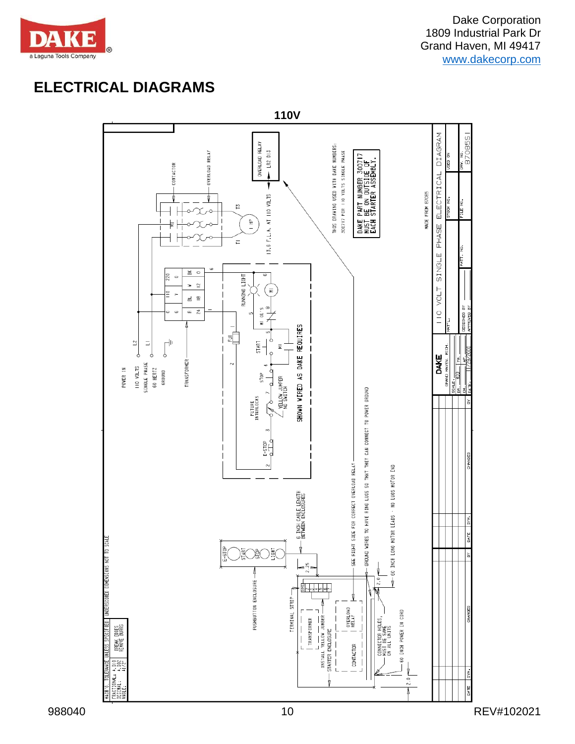# ELECTRICAL DIAGRAMS

**110V**

POWER IN
110 VOLTS
SINGLE PHASE
60 HERTZ
GROUND

L2
L1

TRANSFORMER

CONTACTOR
OVERLOAD RELAY

OVERLOAD RELAY
LR2 D13

13.6 F.L.A. AT 110 VOLTS

T1
1 HP
T3

THIS DRAWING USED WITH DAKE NUMBERS:
300717 FOR 110 VOLTS SINGLE PHASE

DAKE PART NUMBER 300717
MUST BE ON OUTSIDE OF
EACH STARTER ASSEMBLY.

RUNNING LIGHT
M1
M1 OL'S
START
M1
STOP
FUTURE INTERLOCKS
YELLOW JUMPER
NO SWITCH
E-STOP
FU1

SHOWN WIRED AS DAKE REQUIRES

6 INCH CABLE LENGTH BETWEEN ENCLOSURES

E-STOP
START
STOP
LIGHT

PUSHBUTTON ENCLOSURE

TERMINAL STRIP

TRANSFORMER

INSTALL YELLOW JUMPER
STARTER ENCLOSURE

OVERLOAD RELAY
CONTACTOR

CONNECTOR HOLES,
MUST BE SAME
ON ALL UNITS

SEE RIGHT SIZE FOR CORRECT OVERLOAD RELAY

GROUND WIRES TO HAVE RING LUGS SO THAT THEY CAN CONNECT TO POWER GROUND

60 INCH LONG MOTOR LEADS - NO LUGS MOTOR END

60 INCH POWER IN CORD

MADE FROM 87085

110 VOLT SINGLE PHASE ELECTRICAL DIAGRAM

DRW. NO. 87085SI

DAKE GRAND HAVEN, MICH.

DATE 11/29/2000

MACH'D. TOLERANCE UNLESS SPECIFIED. UNDERSCORED DIMENSIONS NOT TO SCALE
FRACTIONAL: ±.010
DECIMAL: ±.002
ANGLE: ±1/2°
BREAK EDGES
REMOVE BURRS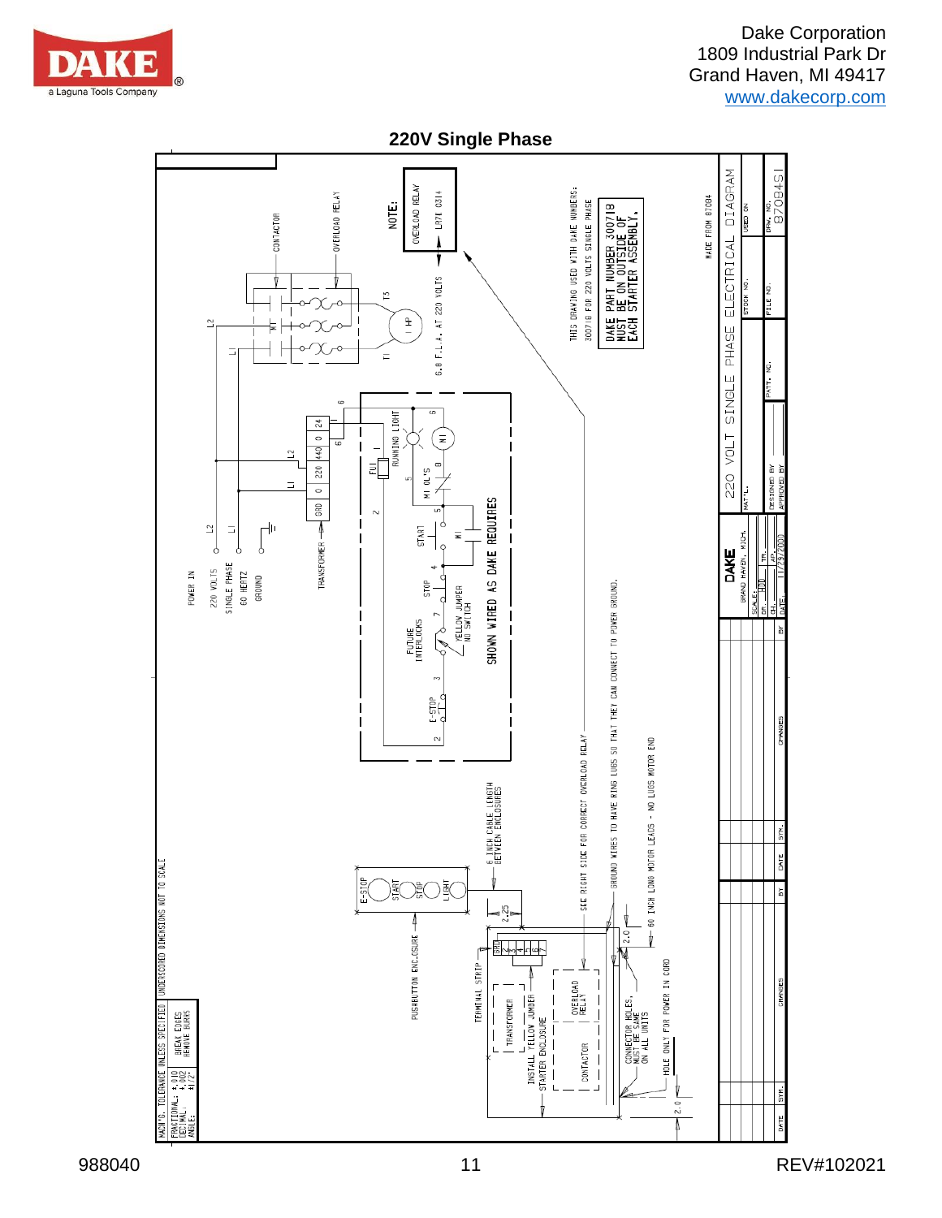# 220V Single Phase

POWER IN
220 VOLTS
SINGLE PHASE
60 HERTZ
GROUND

L1 L2

TRANSFORMER

| GRD | 0 | 220 | 440 | 0 | 24 |
|---|---|---|---|---|---|

CONTACTOR

OVERLOAD RELAY

M1

T1 T3

1 HP

6.8 F.L.A. AT 220 VOLTS

**NOTE:**
OVERLOAD RELAY
LR7K 0314

THIS DRAWING USED WITH DAKE NUMBERS:
300718 FOR 220 VOLTS SINGLE PHASE

DAKE PART NUMBER 300718
MUST BE ON OUTSIDE OF
EACH STARTER ASSEMBLY.

FU1

RUNNING LIGHT

M1 OL'S

START

STOP

M1

FUTURE INTERLOCKS

YELLOW JUMPER
NO SWITCH

E-STOP

SHOWN WIRED AS DAKE REQUIRES

E-STOP
START
STOP
LIGHT

6 INCH CABLE LENGTH
BETWEEN ENCLOSURES

PUSHBUTTON ENCLOSURE

TERMINAL STRIP

TRANSFORMER

INSTALL YELLOW JUMPER

STARTER ENCLOSURE

CONTACTOR

OVERLOAD RELAY

SEE RIGHT SIDE FOR CORRECT OVERLOAD RELAY

GROUND WIRES TO HAVE RING LUGS SO THAT THEY CAN CONNECT TO POWER GROUND.

60 INCH LONG MOTOR LEADS - NO LUGS MOTOR END

CONNECTOR HOLES,
MUST BE SAME
ON ALL UNITS

HOLE ONLY FOR POWER IN CORD

2.25 2.0 2.0

MACH'G. TOLERANCE UNLESS SPECIFIED / UNDERSCORED DIMENSIONS NOT TO SCALE
FRACTIONAL: ±.010
DECIMAL: ±.002
ANGLE: ±1/2°
BREAK EDGES
REMOVE BURRS

MADE FROM 87084

220 VOLT SINGLE PHASE ELECTRICAL DIAGRAM

DAKE
GRAND HAVEN, MICH.

DRAW. NO. 87084S1

DATE: 11/29/2000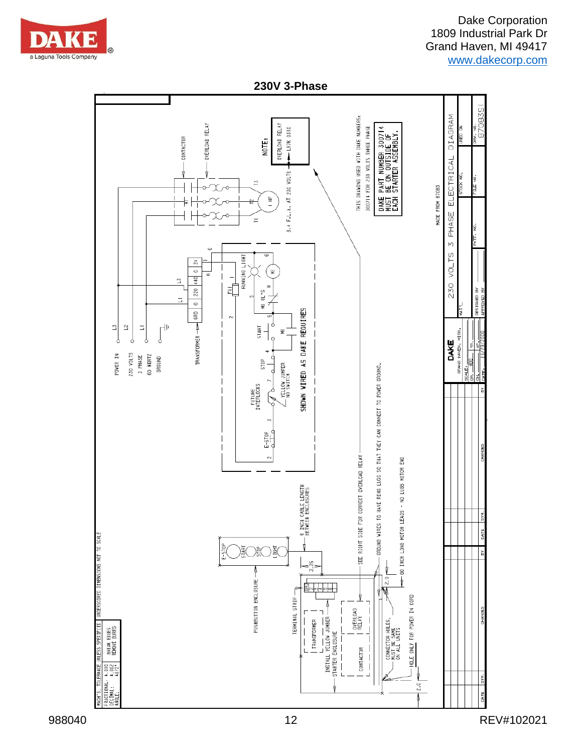## 230V 3-Phase

MACH'G. TOLERANCE UNLESS SPECIFIED UNDERSCORED DIMENSIONS NOT TO SCALE
FRACTIONAL: ± .010
DECIMAL: ± .002
ANGLE: ±1/2°
BREAK EDGES
REMOVE BURRS

POWER IN
230 VOLTS
3 PHASE
60 HERTZ
GROUND

L3
L2
L1

TRANSFORMER
GRD 0 220 440 0 24

L1
L3

CONTACTOR
OVERLOAD RELAY
M1
T1 T2 T3
1 HP
3.4 F.L.A. AT 230 VOLTS

NOTE:
OVERLOAD RELAY
LR7K 0310

THIS DRAWING USED WITH DAKE NUMBERS:
300714 FOR 230 VOLTS THREE PHASE

DAKE PART NUMBER 300714
MUST BE ON OUTSIDE OF
EACH STARTER ASSEMBLY.

FU1
RUNNING LIGHT
M1
M1 OL'S
START
STOP
M1
FUTURE INTERLOCKS
YELLOW JUMPER
NO SWITCH
E-STOP

SHOWN WIRED AS DAKE REQUIRES

E-STOP
START
STOP
LIGHT

6 INCH CABLE LENGTH BETWEEN ENCLOSURES
PUSHBUTTON ENCLOSURE
2.25
TERMINAL STRIP
GRD 2 3 4 5 6 7
TRANSFORMER
INSTALL YELLOW JUMPER
STARTER ENCLOSURE
OVERLOAD RELAY
CONTACTOR

SEE RIGHT SIDE FOR CORRECT OVERLOAD RELAY
GROUND WIRES TO HAVE RING LUGS SO THAT THEY CAN CONNECT TO POWER GROUND.
60 INCH LONG MOTOR LEADS - NO LUGS MOTOR END
2.0
CONNECTOR HOLES, MUST BE SAME ON ALL UNITS
HOLE ONLY FOR POWER IN CORD
2.0

MADE FROM 87083

230 VOLTS 3 PHASE ELECTRICAL DIAGRAM

DAKE GRAND HAVEN, MICH.
SCALE:
DR. RDC
CH.
DATE 11/23/2000
MAT'L.
DESIGNED BY
APPROVED BY
STOCK NO.
PATT. NO.
USED ON
FILE NO.
DRW. NO. 87083S1

| DATE | SYM. | CHANGES | BY | DATE | SYM. | CHANGES | BY |
|---|---|---|---|---|---|---|---|

988040
REV#102021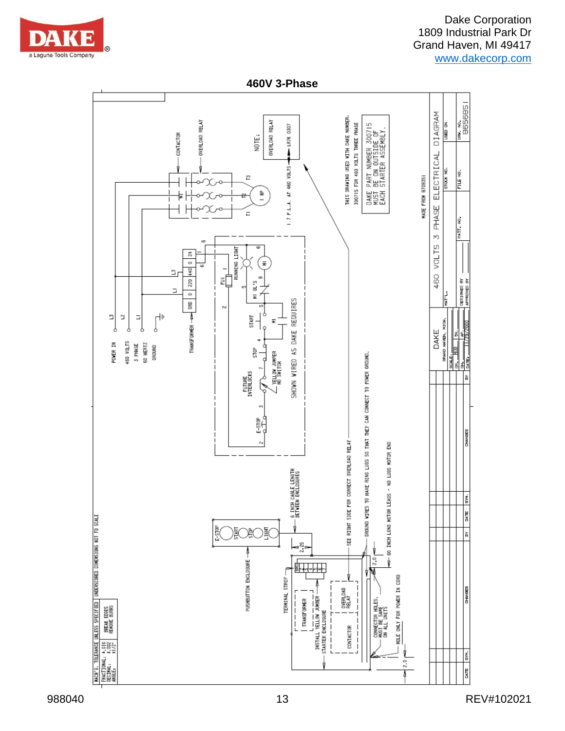# 460V 3-Phase

POWER IN
460 VOLTS
3 PHASE
60 HERTZ
GROUND

L3
L2
L1

TRANSFORMER

GRD | 0 | 220 | 440 | 0 | 24

L1 L3

CONTACTOR

OVERLOAD RELAY

M1

T1 T2 T3

1 HP

1.7 F.L.A. AT 460 VOLTS

NOTE:
OVERLOAD RELAY — LR7K 0307

FU1

RUNNING LIGHT

M1

M1 OL'S

START

STOP

YELLOW JUMPER NO SWITCH

FUTURE INTERLOCKS

E-STOP

SHOWN WIRED AS DAKE REQUIRES

THIS DRAWING USED WITH DAKE NUMBER: 300715 FOR 460 VOLTS THREE PHASE

DAKE PART NUMBER 300715 MUST BE ON OUTSIDE OF EACH STARTER ASSEMBLY.

MADE FROM 87083SI

E-STOP
START
STOP
LIGHT

PUSHBUTTON ENCLOSURE

6 INCH CABLE LENGTH BETWEEN ENCLOSURES

2.25

TERMINAL STRIP

TRANSFORMER

INSTALL YELLOW JUMPER

STARTER ENCLOSURE

OVERLOAD RELAY

CONTACTOR

SEE RIGHT SIDE FOR CORRECT OVERLOAD RELAY

GROUND WIRES TO HAVE RING LUGS SO THAT THEY CAN CONNECT TO POWER GROUND.

60 INCH LONG MOTOR LEADS - NO LUGS MOTOR END

2.0

CONNECTOR HOLES, MUST BE SAME ON ALL UNITS

HOLE ONLY FOR POWER IN CORD

2.0

MACH'G. TOLERANCE UNLESS SPECIFIED UNDERSCORED DIMENSIONS NOT TO SCALE
FRACTIONAL: ±.010 DECIMAL: ±.002 ANGLE: ±1/2°
BREAK EDGES REMOVE BURRS

460 VOLTS 3 PHASE ELECTRICAL DIAGRAM

DAKE GRAND HAVEN, MICH.

SCALE: NONE
DR.: | TR.:
CH.: | AP.:
DATE: 11/29/2000

MAT'L.
DESIGNED BY
APPROVED BY

PATT. NO.
STOCK NO.
FILE NO.
USED ON
DWG. NO. 86568SI

| DATE | SYM. | CHANGES | BY | DATE | SYM. | CHANGES | BY |
|---|---|---|---|---|---|---|---|
| | | | | | | | |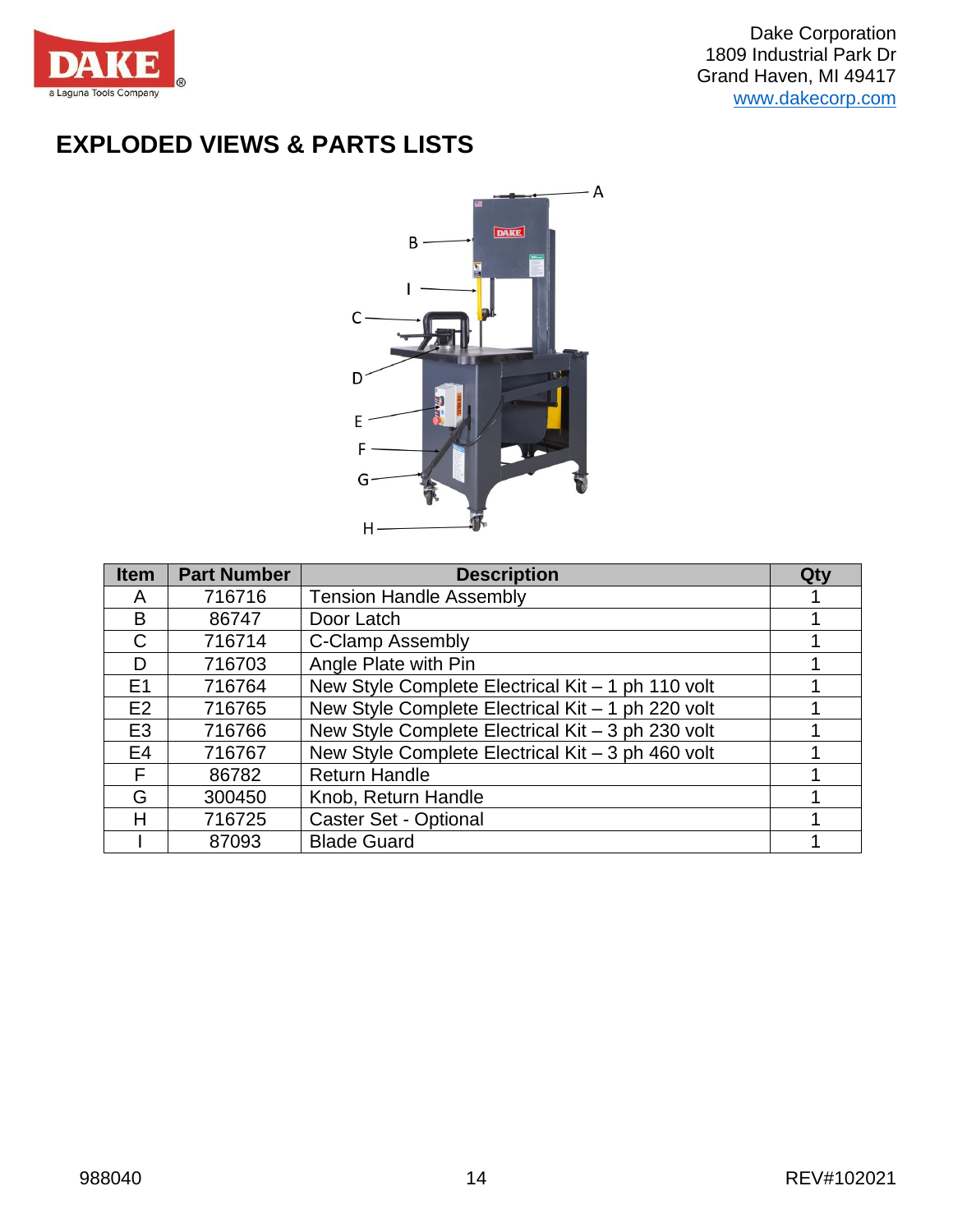# EXPLODED VIEWS & PARTS LISTS

| Item | Part Number | Description | Qty |
|---|---|---|---|
| A | 716716 | Tension Handle Assembly | 1 |
| B | 86747 | Door Latch | 1 |
| C | 716714 | C-Clamp Assembly | 1 |
| D | 716703 | Angle Plate with Pin | 1 |
| E1 | 716764 | New Style Complete Electrical Kit – 1 ph 110 volt | 1 |
| E2 | 716765 | New Style Complete Electrical Kit – 1 ph 220 volt | 1 |
| E3 | 716766 | New Style Complete Electrical Kit – 3 ph 230 volt | 1 |
| E4 | 716767 | New Style Complete Electrical Kit – 3 ph 460 volt | 1 |
| F | 86782 | Return Handle | 1 |
| G | 300450 | Knob, Return Handle | 1 |
| H | 716725 | Caster Set - Optional | 1 |
| I | 87093 | Blade Guard | 1 |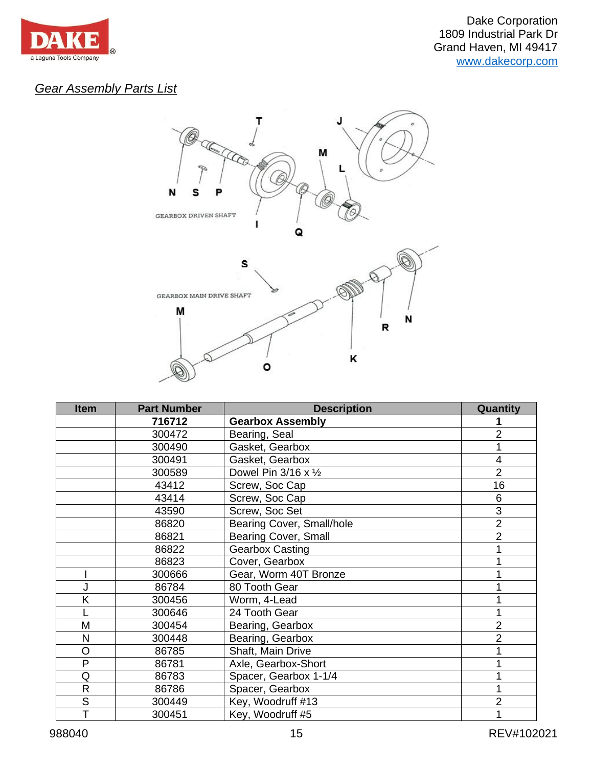Dake Corporation
1809 Industrial Park Dr
Grand Haven, MI 49417
www.dakecorp.com

## *Gear Assembly Parts List*

| Item | Part Number | Description | Quantity |
|---|---|---|---|
| | **716712** | **Gearbox Assembly** | **1** |
| | 300472 | Bearing, Seal | 2 |
| | 300490 | Gasket, Gearbox | 1 |
| | 300491 | Gasket, Gearbox | 4 |
| | 300589 | Dowel Pin 3/16 x ½ | 2 |
| | 43412 | Screw, Soc Cap | 16 |
| | 43414 | Screw, Soc Cap | 6 |
| | 43590 | Screw, Soc Set | 3 |
| | 86820 | Bearing Cover, Small/hole | 2 |
| | 86821 | Bearing Cover, Small | 2 |
| | 86822 | Gearbox Casting | 1 |
| | 86823 | Cover, Gearbox | 1 |
| I | 300666 | Gear, Worm 40T Bronze | 1 |
| J | 86784 | 80 Tooth Gear | 1 |
| K | 300456 | Worm, 4-Lead | 1 |
| L | 300646 | 24 Tooth Gear | 1 |
| M | 300454 | Bearing, Gearbox | 2 |
| N | 300448 | Bearing, Gearbox | 2 |
| O | 86785 | Shaft, Main Drive | 1 |
| P | 86781 | Axle, Gearbox-Short | 1 |
| Q | 86783 | Spacer, Gearbox 1-1/4 | 1 |
| R | 86786 | Spacer, Gearbox | 1 |
| S | 300449 | Key, Woodruff #13 | 2 |
| T | 300451 | Key, Woodruff #5 | 1 |

988040 REV#102021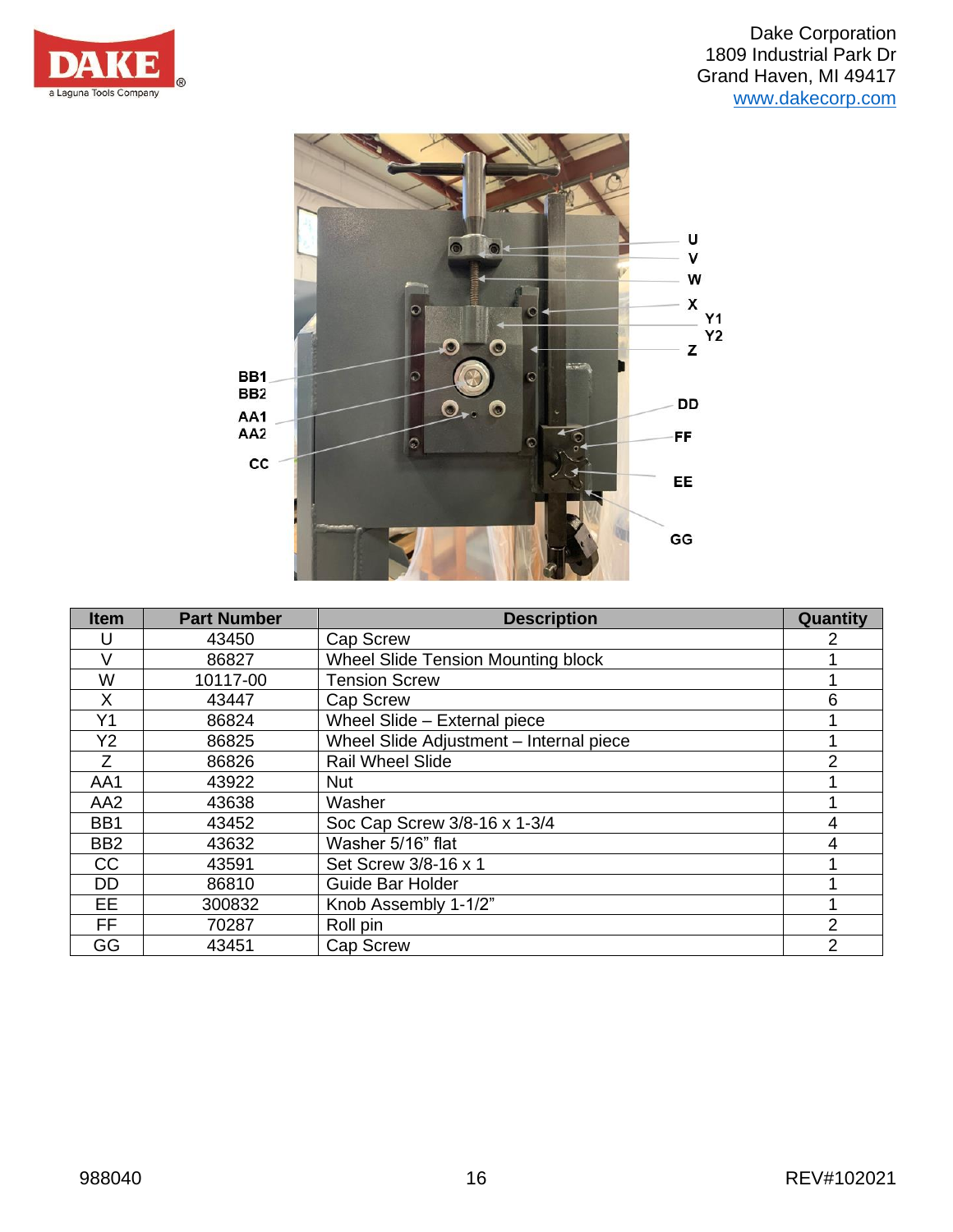Dake Corporation
1809 Industrial Park Dr
Grand Haven, MI 49417
www.dakecorp.com

| Item | Part Number | Description | Quantity |
|---|---|---|---|
| U | 43450 | Cap Screw | 2 |
| V | 86827 | Wheel Slide Tension Mounting block | 1 |
| W | 10117-00 | Tension Screw | 1 |
| X | 43447 | Cap Screw | 6 |
| Y1 | 86824 | Wheel Slide – External piece | 1 |
| Y2 | 86825 | Wheel Slide Adjustment – Internal piece | 1 |
| Z | 86826 | Rail Wheel Slide | 2 |
| AA1 | 43922 | Nut | 1 |
| AA2 | 43638 | Washer | 1 |
| BB1 | 43452 | Soc Cap Screw 3/8-16 x 1-3/4 | 4 |
| BB2 | 43632 | Washer 5/16" flat | 4 |
| CC | 43591 | Set Screw 3/8-16 x 1 | 1 |
| DD | 86810 | Guide Bar Holder | 1 |
| EE | 300832 | Knob Assembly 1-1/2" | 1 |
| FF | 70287 | Roll pin | 2 |
| GG | 43451 | Cap Screw | 2 |

988040 REV#102021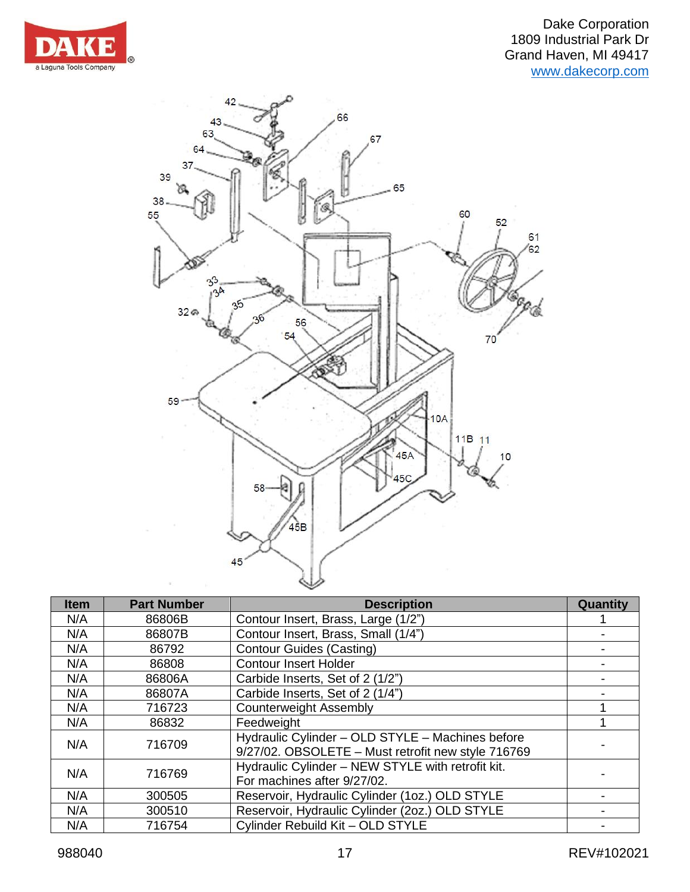| Item | Part Number | Description | Quantity |
|---|---|---|---|
| N/A | 86806B | Contour Insert, Brass, Large (1/2") | 1 |
| N/A | 86807B | Contour Insert, Brass, Small (1/4") | - |
| N/A | 86792 | Contour Guides (Casting) | - |
| N/A | 86808 | Contour Insert Holder | - |
| N/A | 86806A | Carbide Inserts, Set of 2 (1/2") | - |
| N/A | 86807A | Carbide Inserts, Set of 2 (1/4") | - |
| N/A | 716723 | Counterweight Assembly | 1 |
| N/A | 86832 | Feedweight | 1 |
| N/A | 716709 | Hydraulic Cylinder – OLD STYLE – Machines before 9/27/02. OBSOLETE – Must retrofit new style 716769 | - |
| N/A | 716769 | Hydraulic Cylinder – NEW STYLE with retrofit kit. For machines after 9/27/02. | - |
| N/A | 300505 | Reservoir, Hydraulic Cylinder (1oz.) OLD STYLE | - |
| N/A | 300510 | Reservoir, Hydraulic Cylinder (2oz.) OLD STYLE | - |
| N/A | 716754 | Cylinder Rebuild Kit – OLD STYLE | - |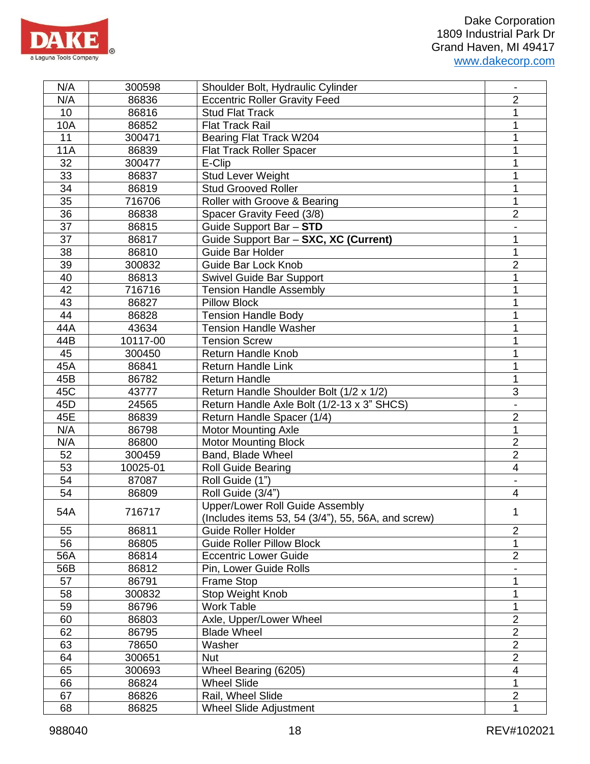| N/A | 300598 | Shoulder Bolt, Hydraulic Cylinder | - |
|---|---|---|---|
| N/A | 86836 | Eccentric Roller Gravity Feed | 2 |
| 10 | 86816 | Stud Flat Track | 1 |
| 10A | 86852 | Flat Track Rail | 1 |
| 11 | 300471 | Bearing Flat Track W204 | 1 |
| 11A | 86839 | Flat Track Roller Spacer | 1 |
| 32 | 300477 | E-Clip | 1 |
| 33 | 86837 | Stud Lever Weight | 1 |
| 34 | 86819 | Stud Grooved Roller | 1 |
| 35 | 716706 | Roller with Groove & Bearing | 1 |
| 36 | 86838 | Spacer Gravity Feed (3/8) | 2 |
| 37 | 86815 | Guide Support Bar – **STD** | - |
| 37 | 86817 | Guide Support Bar – **SXC, XC (Current)** | 1 |
| 38 | 86810 | Guide Bar Holder | 1 |
| 39 | 300832 | Guide Bar Lock Knob | 2 |
| 40 | 86813 | Swivel Guide Bar Support | 1 |
| 42 | 716716 | Tension Handle Assembly | 1 |
| 43 | 86827 | Pillow Block | 1 |
| 44 | 86828 | Tension Handle Body | 1 |
| 44A | 43634 | Tension Handle Washer | 1 |
| 44B | 10117-00 | Tension Screw | 1 |
| 45 | 300450 | Return Handle Knob | 1 |
| 45A | 86841 | Return Handle Link | 1 |
| 45B | 86782 | Return Handle | 1 |
| 45C | 43777 | Return Handle Shoulder Bolt (1/2 x 1/2) | 3 |
| 45D | 24565 | Return Handle Axle Bolt (1/2-13 x 3" SHCS) | - |
| 45E | 86839 | Return Handle Spacer (1/4) | 2 |
| N/A | 86798 | Motor Mounting Axle | 1 |
| N/A | 86800 | Motor Mounting Block | 2 |
| 52 | 300459 | Band, Blade Wheel | 2 |
| 53 | 10025-01 | Roll Guide Bearing | 4 |
| 54 | 87087 | Roll Guide (1") | - |
| 54 | 86809 | Roll Guide (3/4") | 4 |
| 54A | 716717 | Upper/Lower Roll Guide Assembly (Includes items 53, 54 (3/4"), 55, 56A, and screw) | 1 |
| 55 | 86811 | Guide Roller Holder | 2 |
| 56 | 86805 | Guide Roller Pillow Block | 1 |
| 56A | 86814 | Eccentric Lower Guide | 2 |
| 56B | 86812 | Pin, Lower Guide Rolls | - |
| 57 | 86791 | Frame Stop | 1 |
| 58 | 300832 | Stop Weight Knob | 1 |
| 59 | 86796 | Work Table | 1 |
| 60 | 86803 | Axle, Upper/Lower Wheel | 2 |
| 62 | 86795 | Blade Wheel | 2 |
| 63 | 78650 | Washer | 2 |
| 64 | 300651 | Nut | 2 |
| 65 | 300693 | Wheel Bearing (6205) | 4 |
| 66 | 86824 | Wheel Slide | 1 |
| 67 | 86826 | Rail, Wheel Slide | 2 |
| 68 | 86825 | Wheel Slide Adjustment | 1 |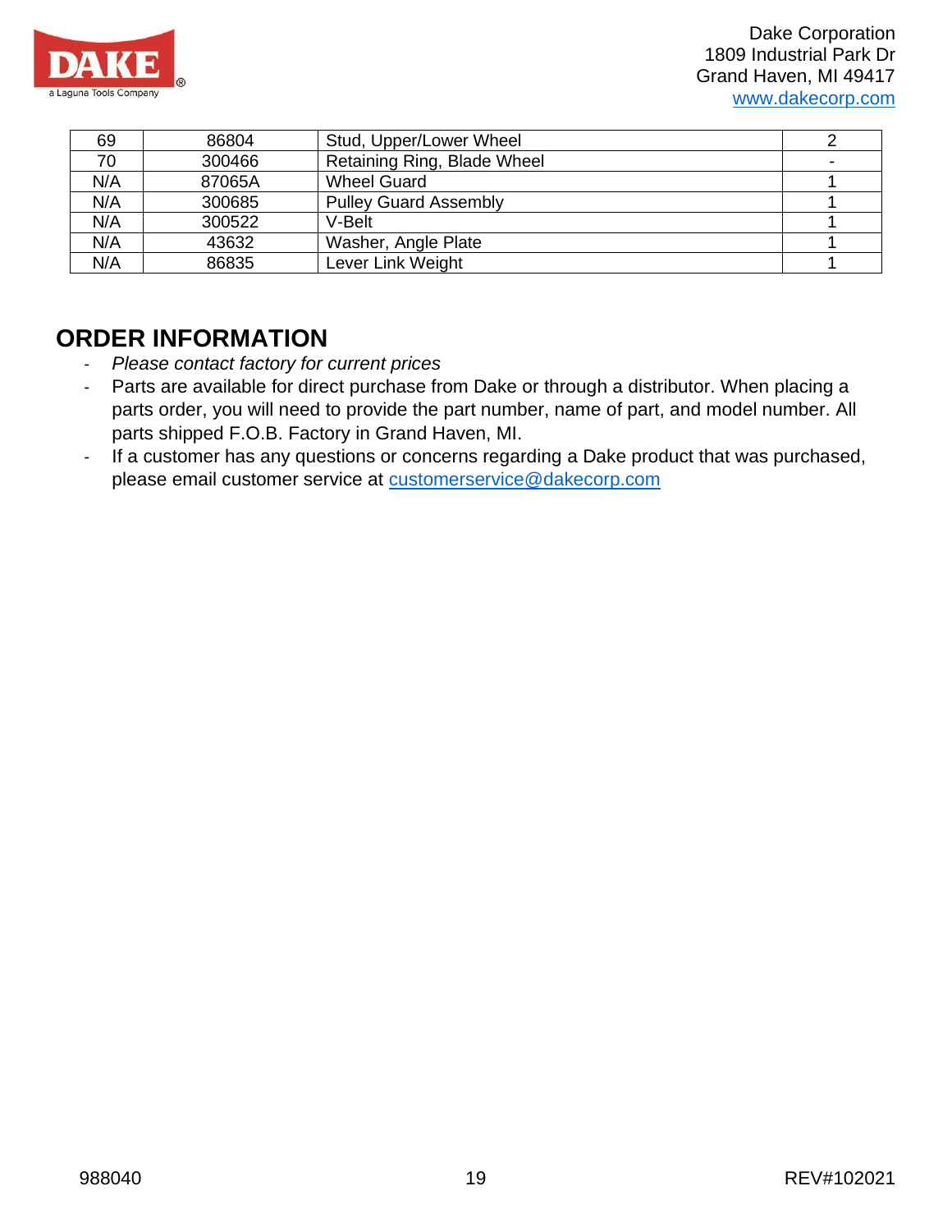| | | | |
|---|---|---|---|
| 69 | 86804 | Stud, Upper/Lower Wheel | 2 |
| 70 | 300466 | Retaining Ring, Blade Wheel | - |
| N/A | 87065A | Wheel Guard | 1 |
| N/A | 300685 | Pulley Guard Assembly | 1 |
| N/A | 300522 | V-Belt | 1 |
| N/A | 43632 | Washer, Angle Plate | 1 |
| N/A | 86835 | Lever Link Weight | 1 |

## ORDER INFORMATION

- *Please contact factory for current prices*
- Parts are available for direct purchase from Dake or through a distributor. When placing a parts order, you will need to provide the part number, name of part, and model number. All parts shipped F.O.B. Factory in Grand Haven, MI.
- If a customer has any questions or concerns regarding a Dake product that was purchased, please email customer service at customerservice@dakecorp.com